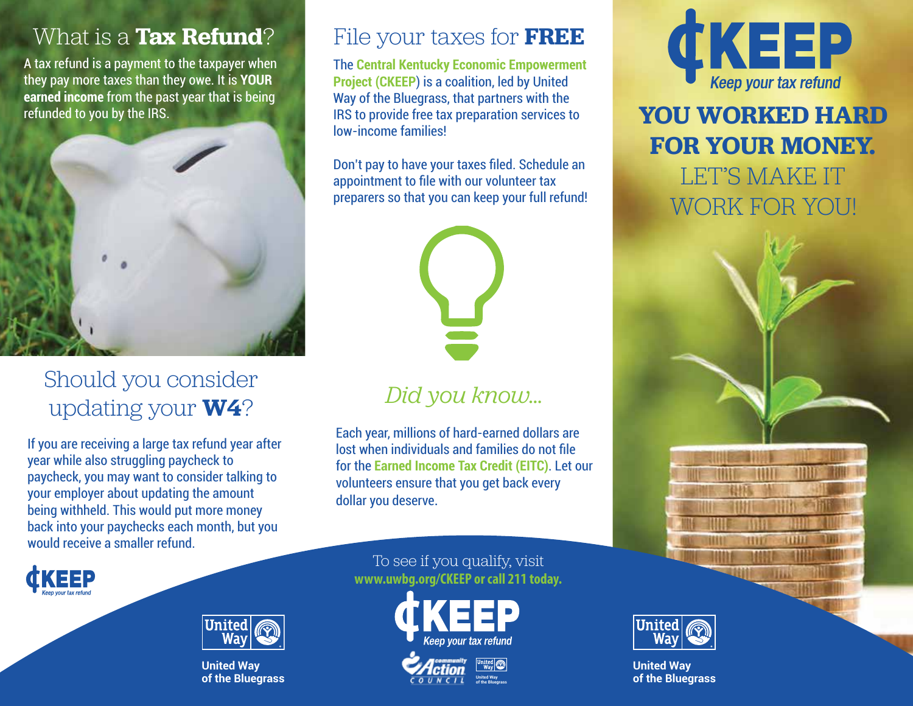## What is a **Tax Refund**?

A tax refund is a payment to the taxpayer when they pay more taxes than they owe. It is **YOUR earned income** from the past year that is being refunded to you by the IRS.

## Should you consider updating your **W4**?

If you are receiving a large tax refund year after year while also struggling paycheck to paycheck, you may want to consider talking to your employer about updating the amount being withheld. This would put more money back into your paychecks each month, but you would receive a smaller refund.

¢KEEP
Keep your tax refund

United Way
of the Bluegrass

## File your taxes for **FREE**

The **Central Kentucky Economic Empowerment Project (CKEEP)** is a coalition, led by United Way of the Bluegrass, that partners with the IRS to provide free tax preparation services to low-income families!

Don't pay to have your taxes filed. Schedule an appointment to file with our volunteer tax preparers so that you can keep your full refund!

### *Did you know...*

Each year, millions of hard-earned dollars are lost when individuals and families do not file for the **Earned Income Tax Credit (EITC)**. Let our volunteers ensure that you get back every dollar you deserve.

To see if you qualify, visit
**www.uwbg.org/CKEEP or call 211 today.**

¢KEEP
Keep your tax refund

Community Action Council

United Way of the Bluegrass

# ¢KEEP

*Keep your tax refund*

## YOU WORKED HARD FOR YOUR MONEY.

## LET'S MAKE IT WORK FOR YOU!

United Way
of the Bluegrass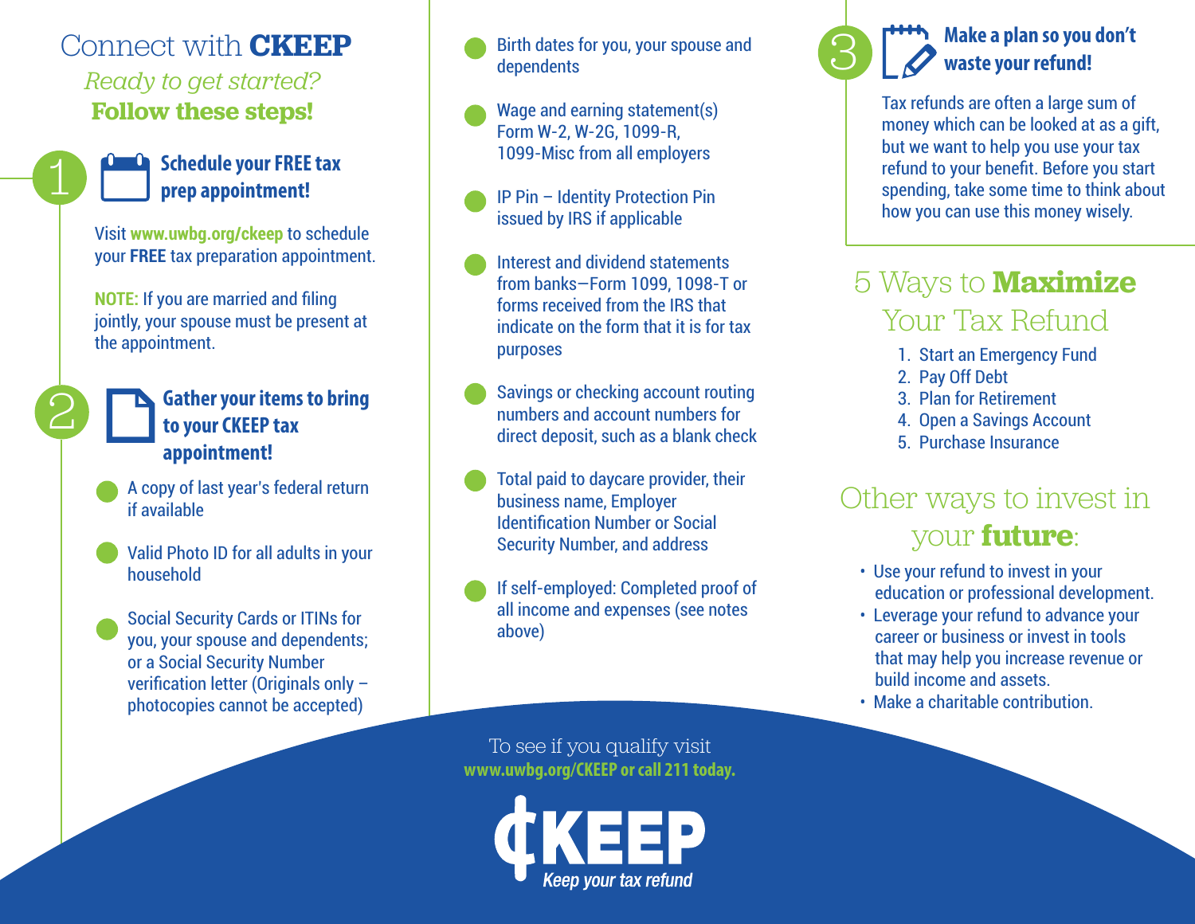# Connect with **CKEEP**

*Ready to get started?*

**Follow these steps!**

## 1 Schedule your FREE tax prep appointment!

Visit **www.uwbg.org/ckeep** to schedule your **FREE** tax preparation appointment.

**NOTE:** If you are married and filing jointly, your spouse must be present at the appointment.

## 2 Gather your items to bring to your CKEEP tax appointment!

- A copy of last year's federal return if available
- Valid Photo ID for all adults in your household
- Social Security Cards or ITINs for you, your spouse and dependents; or a Social Security Number verification letter (Originals only – photocopies cannot be accepted)
- Birth dates for you, your spouse and dependents
- Wage and earning statement(s) Form W-2, W-2G, 1099-R, 1099-Misc from all employers
- IP Pin – Identity Protection Pin issued by IRS if applicable
- Interest and dividend statements from banks—Form 1099, 1098-T or forms received from the IRS that indicate on the form that it is for tax purposes
- Savings or checking account routing numbers and account numbers for direct deposit, such as a blank check
- Total paid to daycare provider, their business name, Employer Identification Number or Social Security Number, and address
- If self-employed: Completed proof of all income and expenses (see notes above)

## 3 Make a plan so you don't waste your refund!

Tax refunds are often a large sum of money which can be looked at as a gift, but we want to help you use your tax refund to your benefit. Before you start spending, take some time to think about how you can use this money wisely.

## 5 Ways to **Maximize** Your Tax Refund

1. Start an Emergency Fund
2. Pay Off Debt
3. Plan for Retirement
4. Open a Savings Account
5. Purchase Insurance

## Other ways to invest in your **future**:

- Use your refund to invest in your education or professional development.
- Leverage your refund to advance your career or business or invest in tools that may help you increase revenue or build income and assets.
- Make a charitable contribution.

To see if you qualify visit **www.uwbg.org/CKEEP or call 211 today.**

**¢KEEP**

*Keep your tax refund*